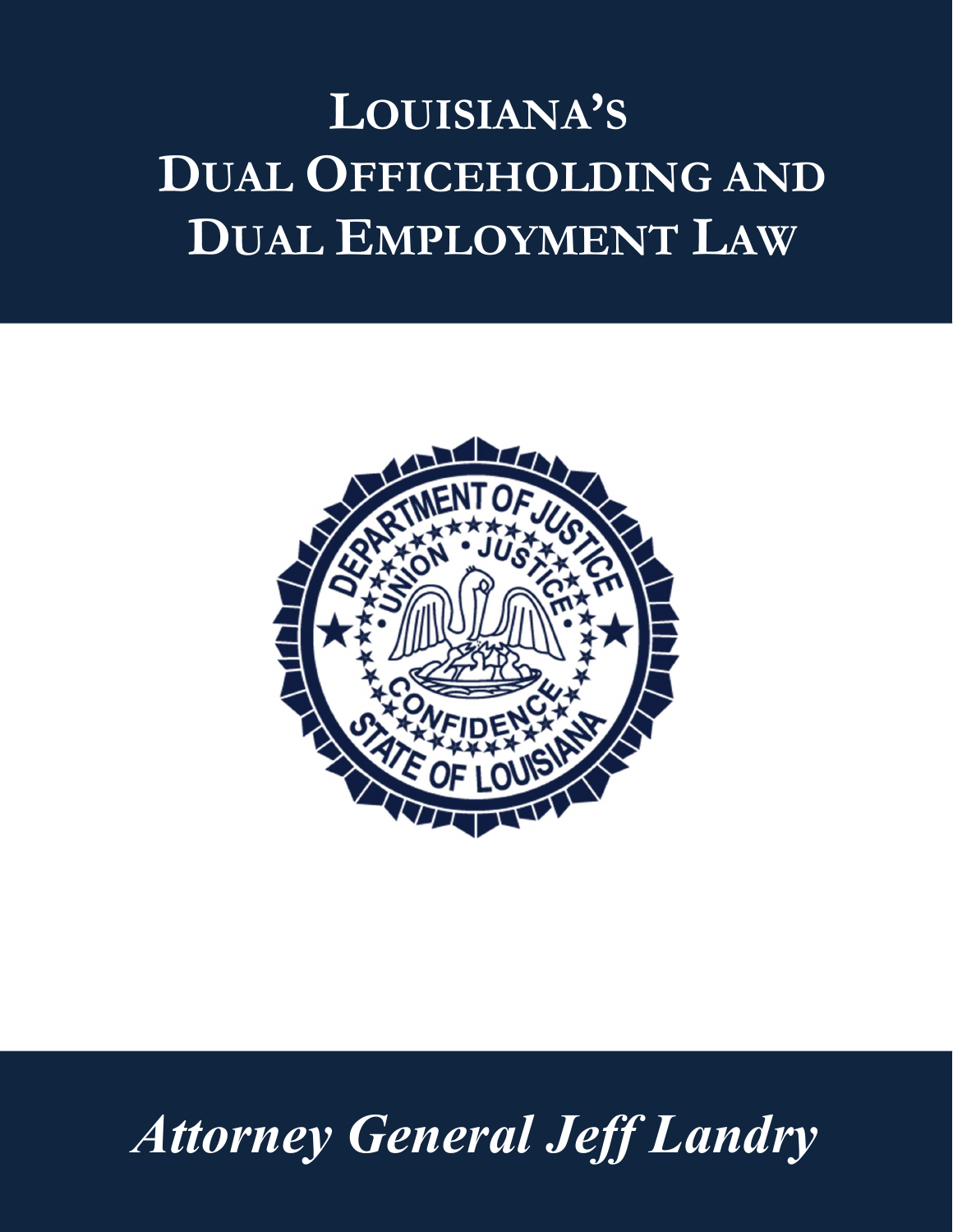# Louisiana's Dual Officeholding and Dual Employment Law

*Attorney General Jeff Landry*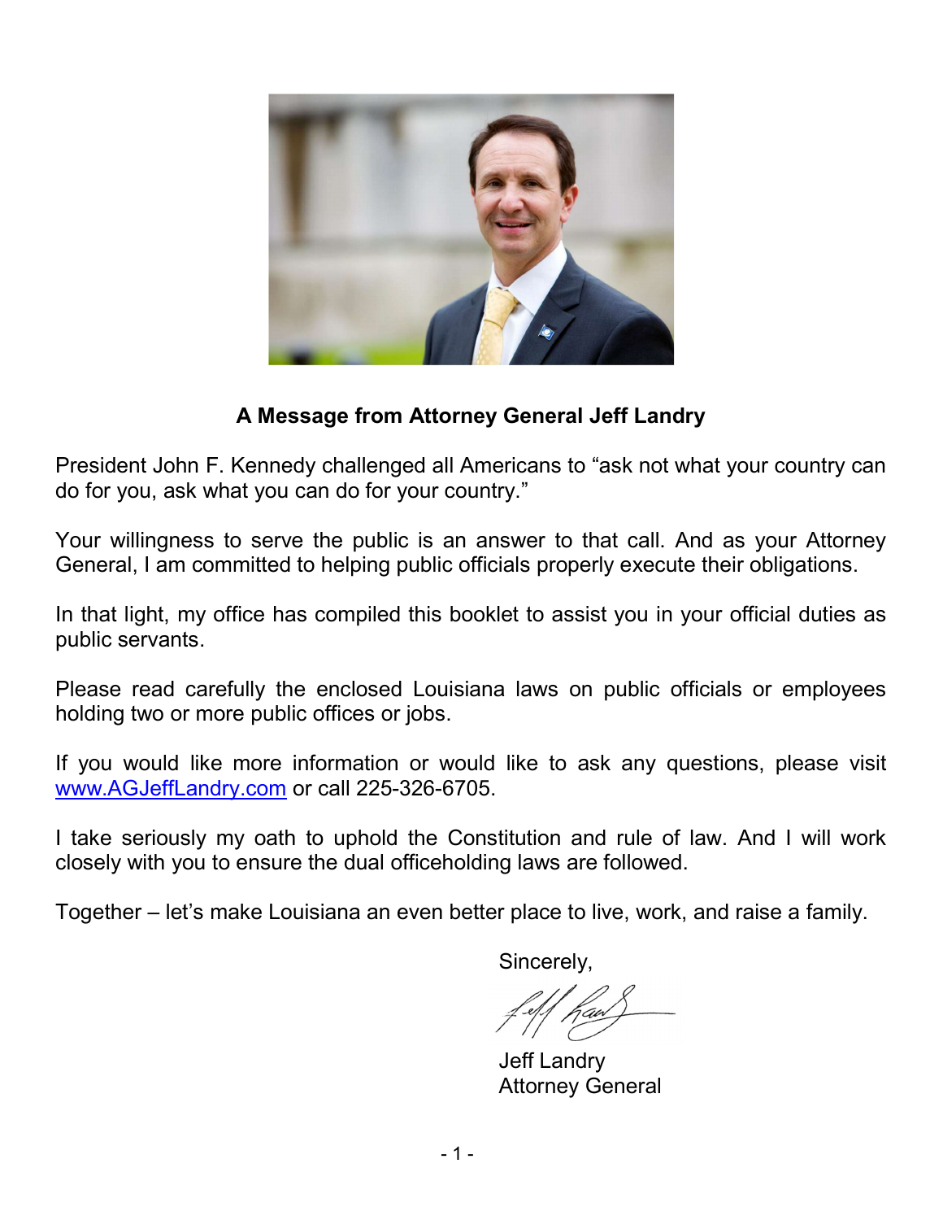## A Message from Attorney General Jeff Landry

President John F. Kennedy challenged all Americans to "ask not what your country can do for you, ask what you can do for your country."

Your willingness to serve the public is an answer to that call. And as your Attorney General, I am committed to helping public officials properly execute their obligations.

In that light, my office has compiled this booklet to assist you in your official duties as public servants.

Please read carefully the enclosed Louisiana laws on public officials or employees holding two or more public offices or jobs.

If you would like more information or would like to ask any questions, please visit www.AGJeffLandry.com or call 225-326-6705.

I take seriously my oath to uphold the Constitution and rule of law. And I will work closely with you to ensure the dual officeholding laws are followed.

Together – let's make Louisiana an even better place to live, work, and raise a family.

Sincerely,

Jeff Landry
Attorney General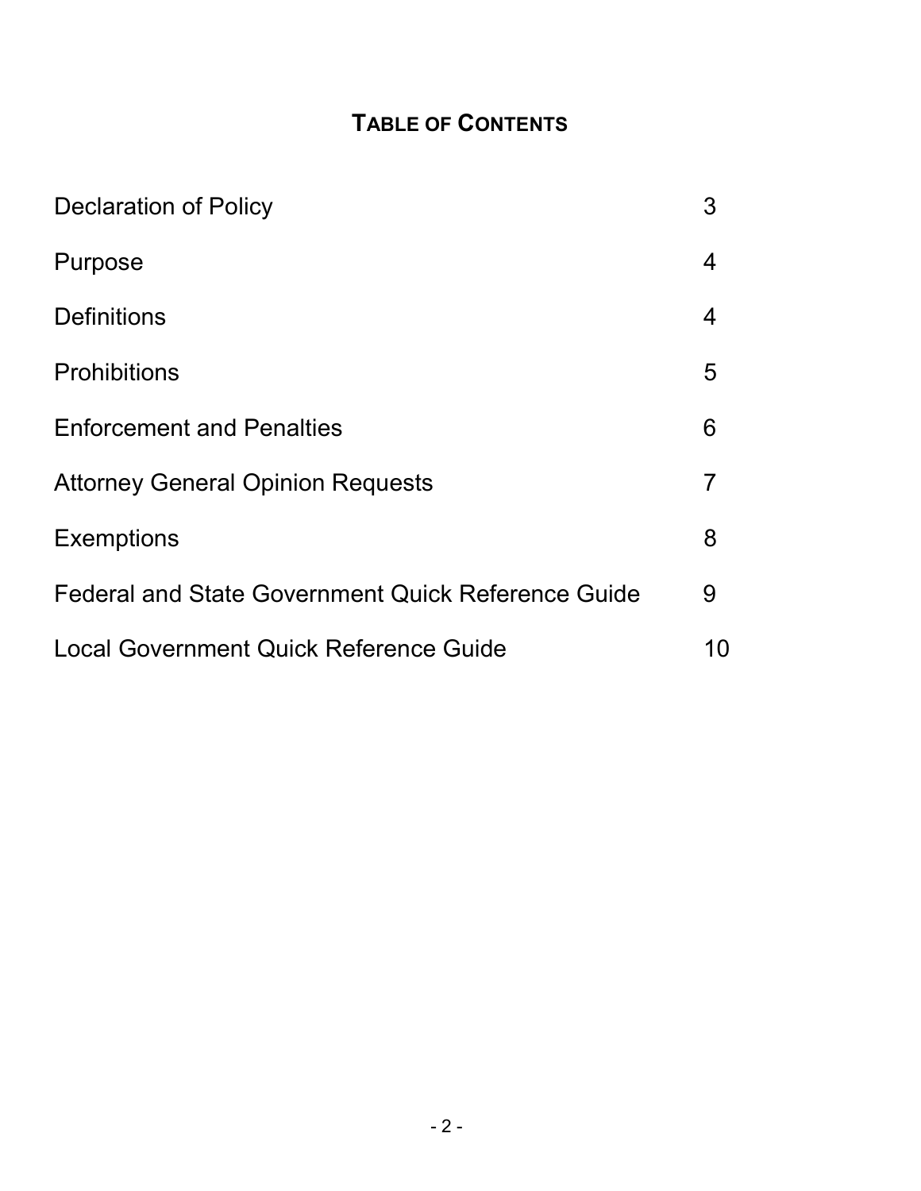# TABLE OF CONTENTS

| | |
|---|---|
| Declaration of Policy | 3 |
| Purpose | 4 |
| Definitions | 4 |
| Prohibitions | 5 |
| Enforcement and Penalties | 6 |
| Attorney General Opinion Requests | 7 |
| Exemptions | 8 |
| Federal and State Government Quick Reference Guide | 9 |
| Local Government Quick Reference Guide | 10 |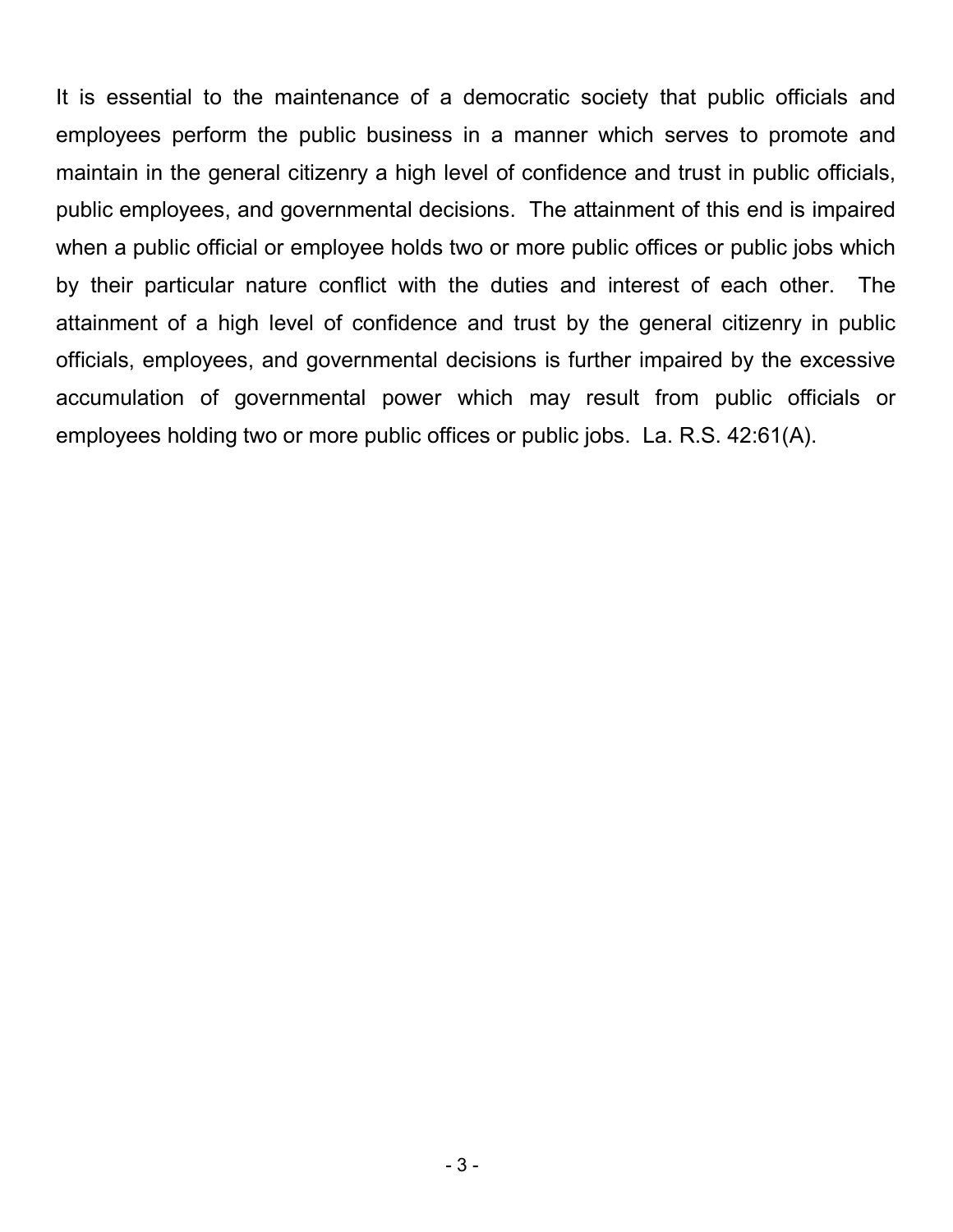It is essential to the maintenance of a democratic society that public officials and employees perform the public business in a manner which serves to promote and maintain in the general citizenry a high level of confidence and trust in public officials, public employees, and governmental decisions. The attainment of this end is impaired when a public official or employee holds two or more public offices or public jobs which by their particular nature conflict with the duties and interest of each other. The attainment of a high level of confidence and trust by the general citizenry in public officials, employees, and governmental decisions is further impaired by the excessive accumulation of governmental power which may result from public officials or employees holding two or more public offices or public jobs. La. R.S. 42:61(A).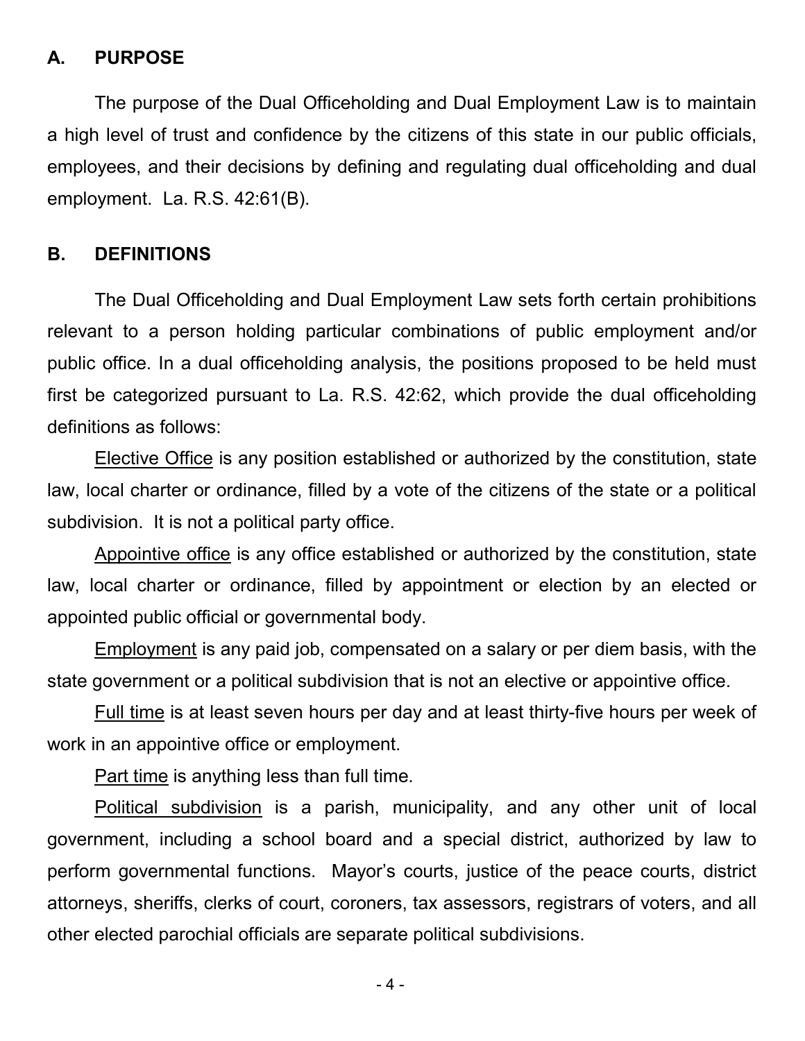## A. PURPOSE

The purpose of the Dual Officeholding and Dual Employment Law is to maintain a high level of trust and confidence by the citizens of this state in our public officials, employees, and their decisions by defining and regulating dual officeholding and dual employment. La. R.S. 42:61(B).

## B. DEFINITIONS

The Dual Officeholding and Dual Employment Law sets forth certain prohibitions relevant to a person holding particular combinations of public employment and/or public office. In a dual officeholding analysis, the positions proposed to be held must first be categorized pursuant to La. R.S. 42:62, which provide the dual officeholding definitions as follows:

<u>Elective Office</u> is any position established or authorized by the constitution, state law, local charter or ordinance, filled by a vote of the citizens of the state or a political subdivision. It is not a political party office.

<u>Appointive office</u> is any office established or authorized by the constitution, state law, local charter or ordinance, filled by appointment or election by an elected or appointed public official or governmental body.

<u>Employment</u> is any paid job, compensated on a salary or per diem basis, with the state government or a political subdivision that is not an elective or appointive office.

<u>Full time</u> is at least seven hours per day and at least thirty-five hours per week of work in an appointive office or employment.

<u>Part time</u> is anything less than full time.

<u>Political subdivision</u> is a parish, municipality, and any other unit of local government, including a school board and a special district, authorized by law to perform governmental functions. Mayor's courts, justice of the peace courts, district attorneys, sheriffs, clerks of court, coroners, tax assessors, registrars of voters, and all other elected parochial officials are separate political subdivisions.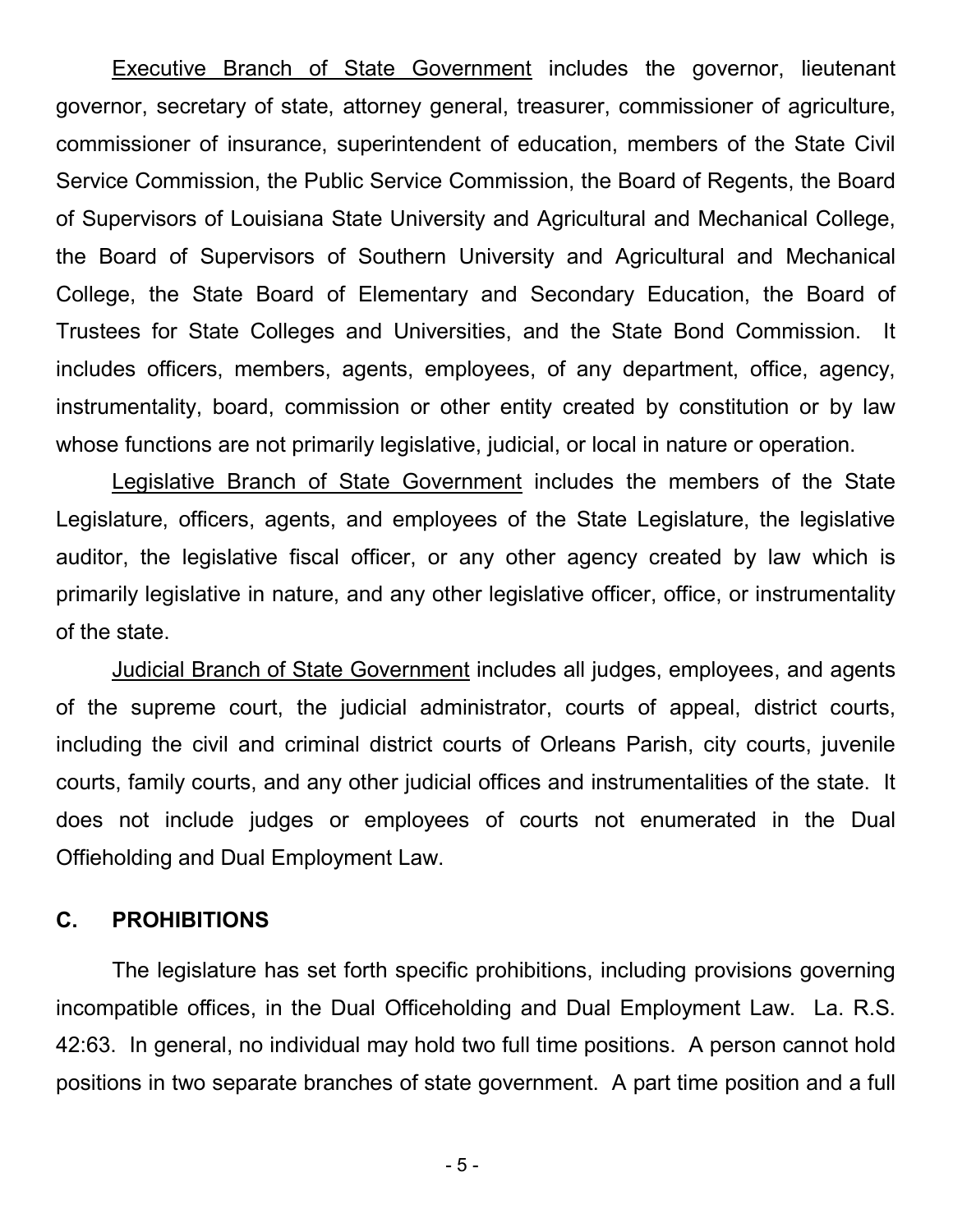Executive Branch of State Government includes the governor, lieutenant governor, secretary of state, attorney general, treasurer, commissioner of agriculture, commissioner of insurance, superintendent of education, members of the State Civil Service Commission, the Public Service Commission, the Board of Regents, the Board of Supervisors of Louisiana State University and Agricultural and Mechanical College, the Board of Supervisors of Southern University and Agricultural and Mechanical College, the State Board of Elementary and Secondary Education, the Board of Trustees for State Colleges and Universities, and the State Bond Commission. It includes officers, members, agents, employees, of any department, office, agency, instrumentality, board, commission or other entity created by constitution or by law whose functions are not primarily legislative, judicial, or local in nature or operation.

Legislative Branch of State Government includes the members of the State Legislature, officers, agents, and employees of the State Legislature, the legislative auditor, the legislative fiscal officer, or any other agency created by law which is primarily legislative in nature, and any other legislative officer, office, or instrumentality of the state.

Judicial Branch of State Government includes all judges, employees, and agents of the supreme court, the judicial administrator, courts of appeal, district courts, including the civil and criminal district courts of Orleans Parish, city courts, juvenile courts, family courts, and any other judicial offices and instrumentalities of the state. It does not include judges or employees of courts not enumerated in the Dual Offieholding and Dual Employment Law.

## C. PROHIBITIONS

The legislature has set forth specific prohibitions, including provisions governing incompatible offices, in the Dual Officeholding and Dual Employment Law. La. R.S. 42:63. In general, no individual may hold two full time positions. A person cannot hold positions in two separate branches of state government. A part time position and a full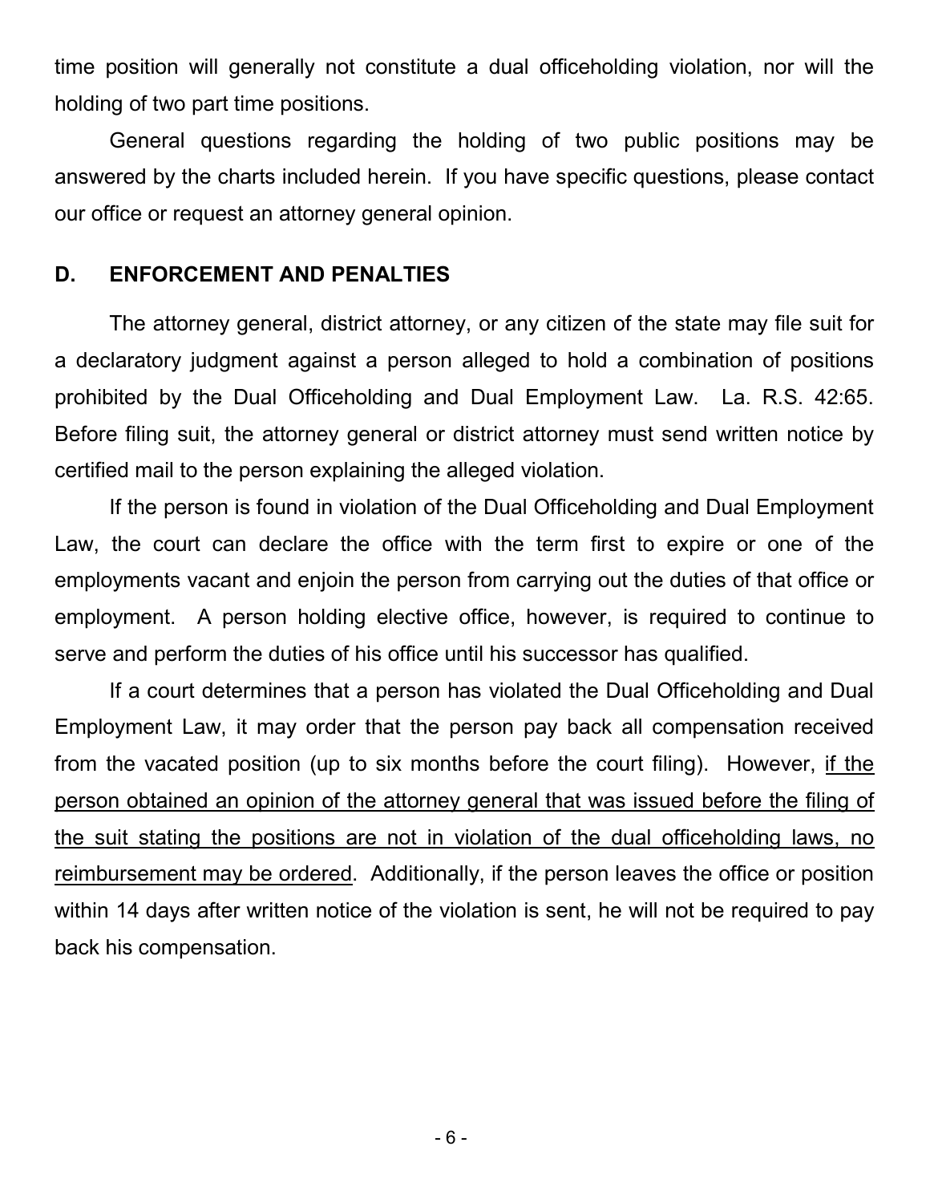time position will generally not constitute a dual officeholding violation, nor will the holding of two part time positions.

General questions regarding the holding of two public positions may be answered by the charts included herein. If you have specific questions, please contact our office or request an attorney general opinion.

## D. ENFORCEMENT AND PENALTIES

The attorney general, district attorney, or any citizen of the state may file suit for a declaratory judgment against a person alleged to hold a combination of positions prohibited by the Dual Officeholding and Dual Employment Law. La. R.S. 42:65. Before filing suit, the attorney general or district attorney must send written notice by certified mail to the person explaining the alleged violation.

If the person is found in violation of the Dual Officeholding and Dual Employment Law, the court can declare the office with the term first to expire or one of the employments vacant and enjoin the person from carrying out the duties of that office or employment. A person holding elective office, however, is required to continue to serve and perform the duties of his office until his successor has qualified.

If a court determines that a person has violated the Dual Officeholding and Dual Employment Law, it may order that the person pay back all compensation received from the vacated position (up to six months before the court filing). However, <u>if the person obtained an opinion of the attorney general that was issued before the filing of the suit stating the positions are not in violation of the dual officeholding laws, no reimbursement may be ordered</u>. Additionally, if the person leaves the office or position within 14 days after written notice of the violation is sent, he will not be required to pay back his compensation.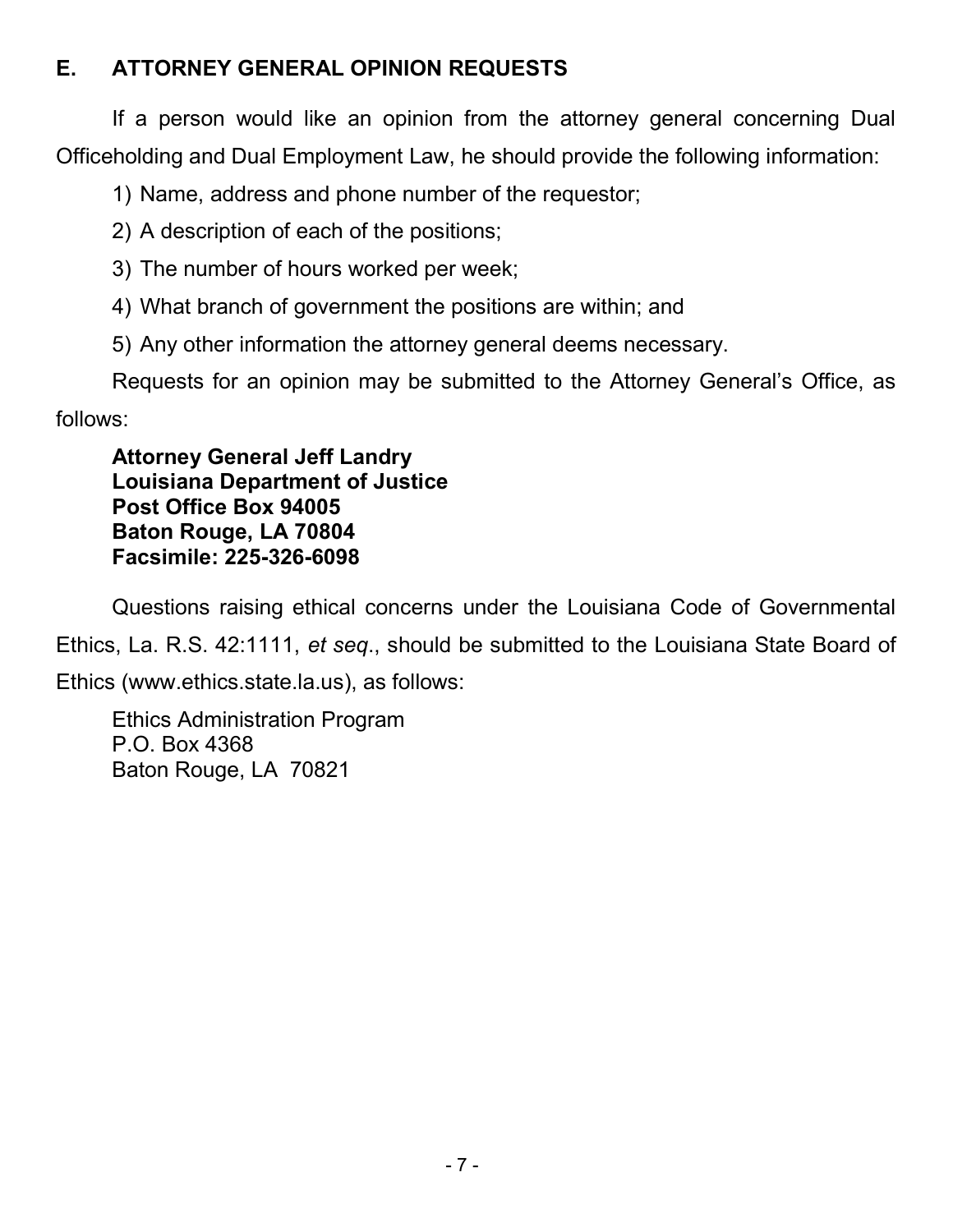## E. ATTORNEY GENERAL OPINION REQUESTS

If a person would like an opinion from the attorney general concerning Dual Officeholding and Dual Employment Law, he should provide the following information:

1) Name, address and phone number of the requestor;
2) A description of each of the positions;
3) The number of hours worked per week;
4) What branch of government the positions are within; and
5) Any other information the attorney general deems necessary.

Requests for an opinion may be submitted to the Attorney General's Office, as follows:

**Attorney General Jeff Landry**
**Louisiana Department of Justice**
**Post Office Box 94005**
**Baton Rouge, LA 70804**
**Facsimile: 225-326-6098**

Questions raising ethical concerns under the Louisiana Code of Governmental Ethics, La. R.S. 42:1111, *et seq*., should be submitted to the Louisiana State Board of Ethics (www.ethics.state.la.us), as follows:

Ethics Administration Program
P.O. Box 4368
Baton Rouge, LA 70821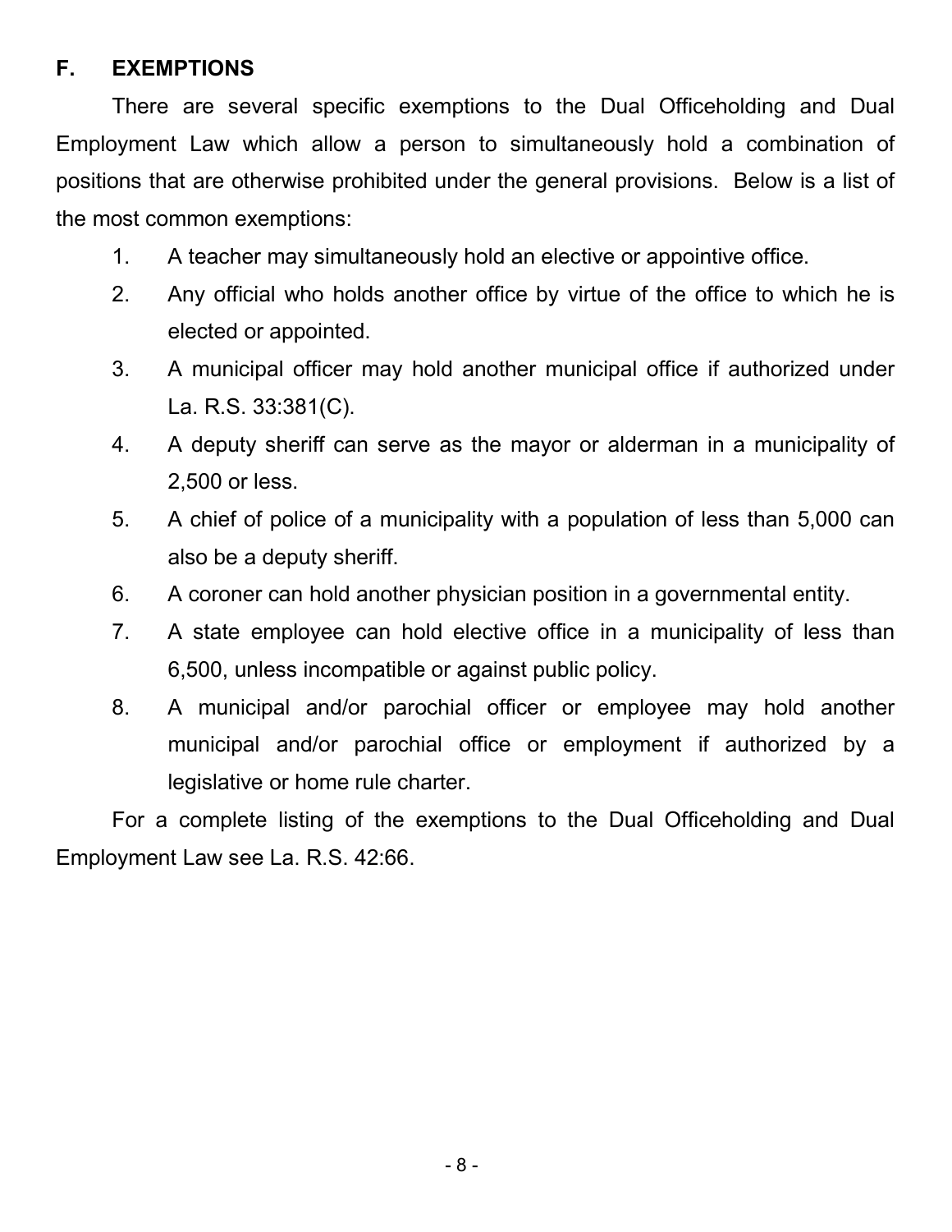## F. EXEMPTIONS

There are several specific exemptions to the Dual Officeholding and Dual Employment Law which allow a person to simultaneously hold a combination of positions that are otherwise prohibited under the general provisions. Below is a list of the most common exemptions:

1. A teacher may simultaneously hold an elective or appointive office.
2. Any official who holds another office by virtue of the office to which he is elected or appointed.
3. A municipal officer may hold another municipal office if authorized under La. R.S. 33:381(C).
4. A deputy sheriff can serve as the mayor or alderman in a municipality of 2,500 or less.
5. A chief of police of a municipality with a population of less than 5,000 can also be a deputy sheriff.
6. A coroner can hold another physician position in a governmental entity.
7. A state employee can hold elective office in a municipality of less than 6,500, unless incompatible or against public policy.
8. A municipal and/or parochial officer or employee may hold another municipal and/or parochial office or employment if authorized by a legislative or home rule charter.

For a complete listing of the exemptions to the Dual Officeholding and Dual Employment Law see La. R.S. 42:66.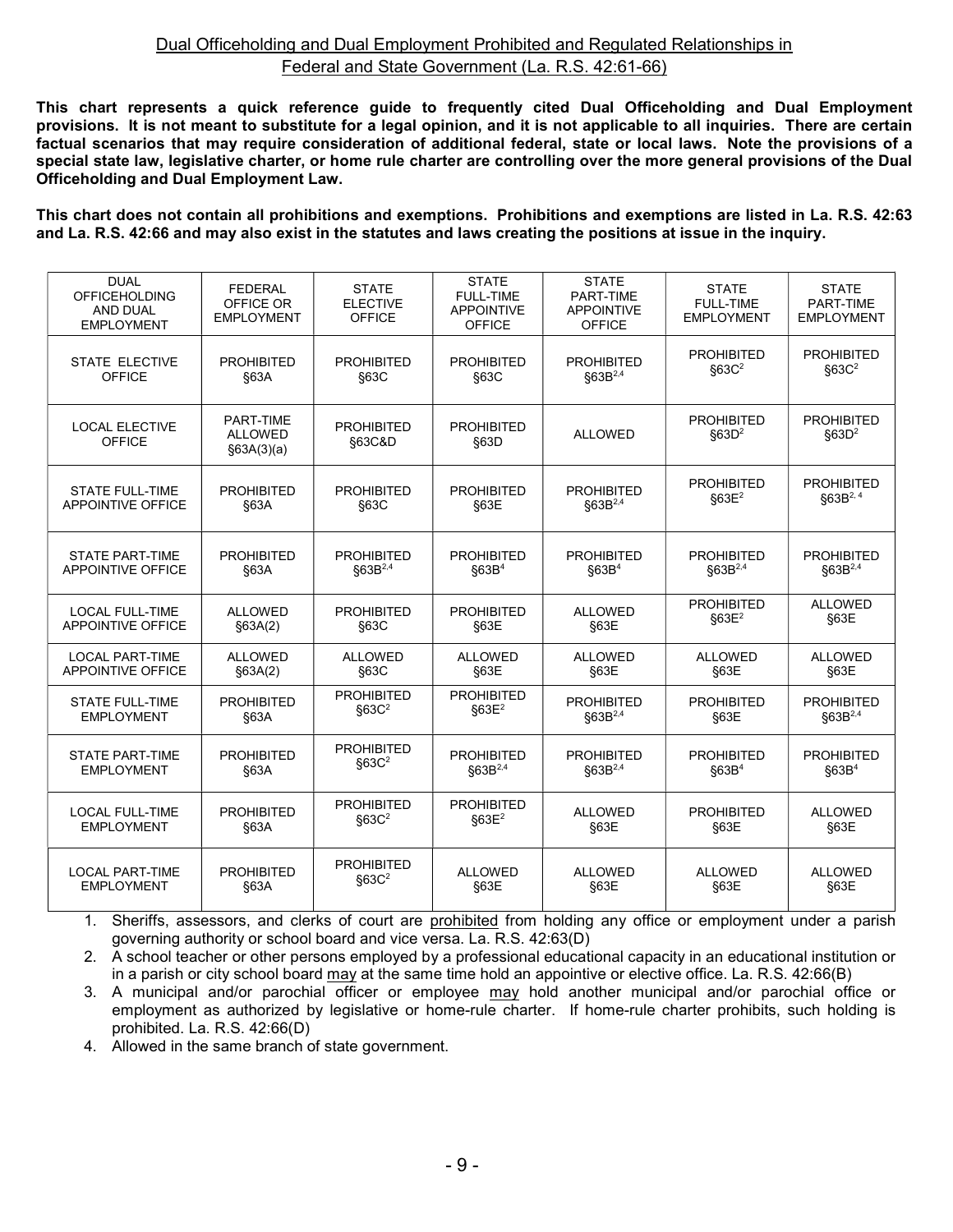## Dual Officeholding and Dual Employment Prohibited and Regulated Relationships in Federal and State Government (La. R.S. 42:61-66)

**This chart represents a quick reference guide to frequently cited Dual Officeholding and Dual Employment provisions. It is not meant to substitute for a legal opinion, and it is not applicable to all inquiries. There are certain factual scenarios that may require consideration of additional federal, state or local laws. Note the provisions of a special state law, legislative charter, or home rule charter are controlling over the more general provisions of the Dual Officeholding and Dual Employment Law.**

**This chart does not contain all prohibitions and exemptions. Prohibitions and exemptions are listed in La. R.S. 42:63 and La. R.S. 42:66 and may also exist in the statutes and laws creating the positions at issue in the inquiry.**

| DUAL OFFICEHOLDING AND DUAL EMPLOYMENT | FEDERAL OFFICE OR EMPLOYMENT | STATE ELECTIVE OFFICE | STATE FULL-TIME APPOINTIVE OFFICE | STATE PART-TIME APPOINTIVE OFFICE | STATE FULL-TIME EMPLOYMENT | STATE PART-TIME EMPLOYMENT |
|---|---|---|---|---|---|---|
| STATE ELECTIVE OFFICE | PROHIBITED §63A | PROHIBITED §63C | PROHIBITED §63C | PROHIBITED §63B[2,4] | PROHIBITED §63C[2] | PROHIBITED §63C[2] |
| LOCAL ELECTIVE OFFICE | PART-TIME ALLOWED §63A(3)(a) | PROHIBITED §63C&D | PROHIBITED §63D | ALLOWED | PROHIBITED §63D[2] | PROHIBITED §63D[2] |
| STATE FULL-TIME APPOINTIVE OFFICE | PROHIBITED §63A | PROHIBITED §63C | PROHIBITED §63E | PROHIBITED §63B[2,4] | PROHIBITED §63E[2] | PROHIBITED §63B[2, 4] |
| STATE PART-TIME APPOINTIVE OFFICE | PROHIBITED §63A | PROHIBITED §63B[2,4] | PROHIBITED §63B[4] | PROHIBITED §63B[4] | PROHIBITED §63B[2,4] | PROHIBITED §63B[2,4] |
| LOCAL FULL-TIME APPOINTIVE OFFICE | ALLOWED §63A(2) | PROHIBITED §63C | PROHIBITED §63E | ALLOWED §63E | PROHIBITED §63E[2] | ALLOWED §63E |
| LOCAL PART-TIME APPOINTIVE OFFICE | ALLOWED §63A(2) | ALLOWED §63C | ALLOWED §63E | ALLOWED §63E | ALLOWED §63E | ALLOWED §63E |
| STATE FULL-TIME EMPLOYMENT | PROHIBITED §63A | PROHIBITED §63C[2] | PROHIBITED §63E[2] | PROHIBITED §63B[2,4] | PROHIBITED §63E | PROHIBITED §63B[2,4] |
| STATE PART-TIME EMPLOYMENT | PROHIBITED §63A | PROHIBITED §63C[2] | PROHIBITED §63B[2,4] | PROHIBITED §63B[2,4] | PROHIBITED §63B[4] | PROHIBITED §63B[4] |
| LOCAL FULL-TIME EMPLOYMENT | PROHIBITED §63A | PROHIBITED §63C[2] | PROHIBITED §63E[2] | ALLOWED §63E | PROHIBITED §63E | ALLOWED §63E |
| LOCAL PART-TIME EMPLOYMENT | PROHIBITED §63A | PROHIBITED §63C[2] | ALLOWED §63E | ALLOWED §63E | ALLOWED §63E | ALLOWED §63E |

1. Sheriffs, assessors, and clerks of court are prohibited from holding any office or employment under a parish governing authority or school board and vice versa. La. R.S. 42:63(D)
2. A school teacher or other persons employed by a professional educational capacity in an educational institution or in a parish or city school board may at the same time hold an appointive or elective office. La. R.S. 42:66(B)
3. A municipal and/or parochial officer or employee may hold another municipal and/or parochial office or employment as authorized by legislative or home-rule charter. If home-rule charter prohibits, such holding is prohibited. La. R.S. 42:66(D)
4. Allowed in the same branch of state government.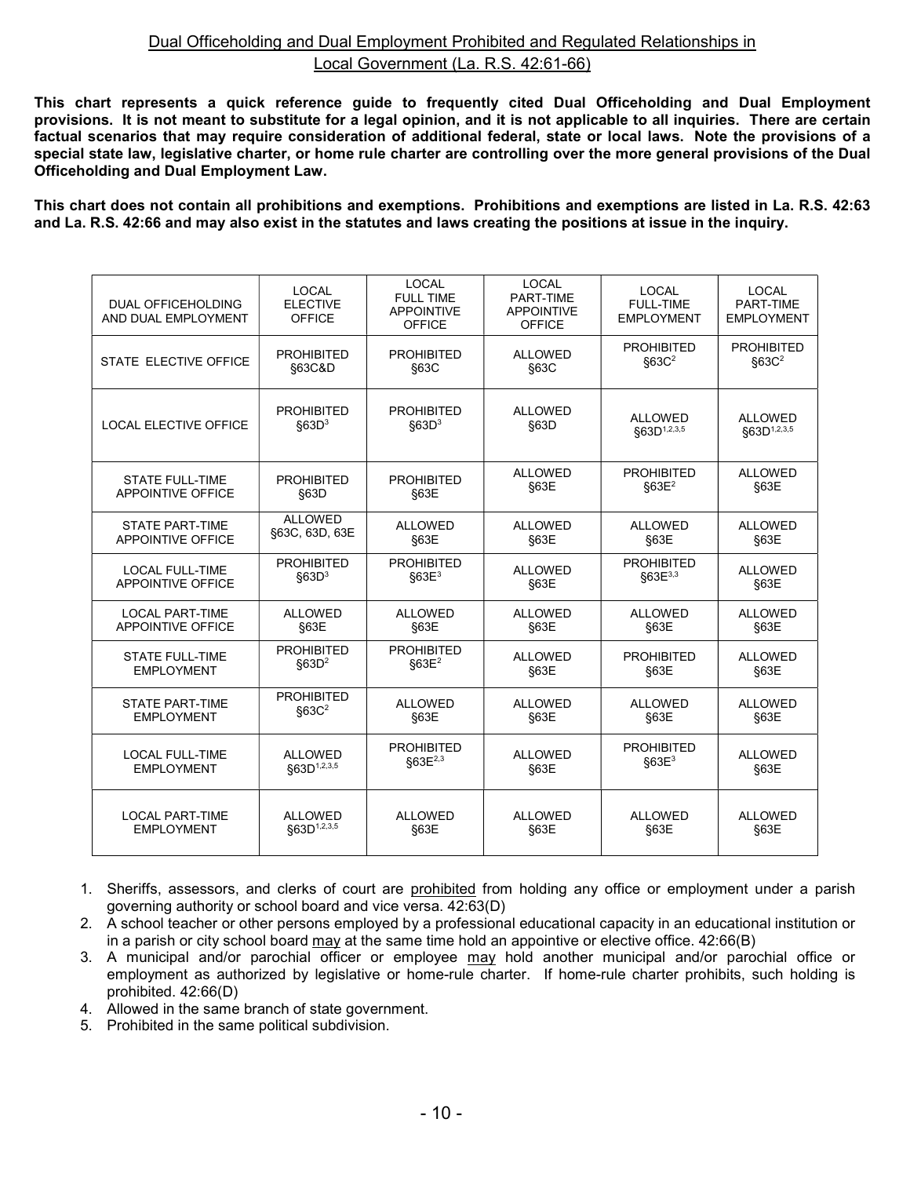## Dual Officeholding and Dual Employment Prohibited and Regulated Relationships in Local Government (La. R.S. 42:61-66)

**This chart represents a quick reference guide to frequently cited Dual Officeholding and Dual Employment provisions. It is not meant to substitute for a legal opinion, and it is not applicable to all inquiries. There are certain factual scenarios that may require consideration of additional federal, state or local laws. Note the provisions of a special state law, legislative charter, or home rule charter are controlling over the more general provisions of the Dual Officeholding and Dual Employment Law.**

**This chart does not contain all prohibitions and exemptions. Prohibitions and exemptions are listed in La. R.S. 42:63 and La. R.S. 42:66 and may also exist in the statutes and laws creating the positions at issue in the inquiry.**

| DUAL OFFICEHOLDING AND DUAL EMPLOYMENT | LOCAL ELECTIVE OFFICE | LOCAL FULL TIME APPOINTIVE OFFICE | LOCAL PART-TIME APPOINTIVE OFFICE | LOCAL FULL-TIME EMPLOYMENT | LOCAL PART-TIME EMPLOYMENT |
|---|---|---|---|---|---|
| STATE ELECTIVE OFFICE | PROHIBITED §63C&D | PROHIBITED §63C | ALLOWED §63C | PROHIBITED §63C[2] | PROHIBITED §63C[2] |
| LOCAL ELECTIVE OFFICE | PROHIBITED §63D[3] | PROHIBITED §63D[3] | ALLOWED §63D | ALLOWED §63D[1,2,3,5] | ALLOWED §63D[1,2,3,5] |
| STATE FULL-TIME APPOINTIVE OFFICE | PROHIBITED §63D | PROHIBITED §63E | ALLOWED §63E | PROHIBITED §63E[2] | ALLOWED §63E |
| STATE PART-TIME APPOINTIVE OFFICE | ALLOWED §63C, 63D, 63E | ALLOWED §63E | ALLOWED §63E | ALLOWED §63E | ALLOWED §63E |
| LOCAL FULL-TIME APPOINTIVE OFFICE | PROHIBITED §63D[3] | PROHIBITED §63E[3] | ALLOWED §63E | PROHIBITED §63E[3,3] | ALLOWED §63E |
| LOCAL PART-TIME APPOINTIVE OFFICE | ALLOWED §63E | ALLOWED §63E | ALLOWED §63E | ALLOWED §63E | ALLOWED §63E |
| STATE FULL-TIME EMPLOYMENT | PROHIBITED §63D[2] | PROHIBITED §63E[2] | ALLOWED §63E | PROHIBITED §63E | ALLOWED §63E |
| STATE PART-TIME EMPLOYMENT | PROHIBITED §63C[2] | ALLOWED §63E | ALLOWED §63E | ALLOWED §63E | ALLOWED §63E |
| LOCAL FULL-TIME EMPLOYMENT | ALLOWED §63D[1,2,3,5] | PROHIBITED §63E[2,3] | ALLOWED §63E | PROHIBITED §63E[3] | ALLOWED §63E |
| LOCAL PART-TIME EMPLOYMENT | ALLOWED §63D[1,2,3,5] | ALLOWED §63E | ALLOWED §63E | ALLOWED §63E | ALLOWED §63E |

1. Sheriffs, assessors, and clerks of court are prohibited from holding any office or employment under a parish governing authority or school board and vice versa. 42:63(D)
2. A school teacher or other persons employed by a professional educational capacity in an educational institution or in a parish or city school board may at the same time hold an appointive or elective office. 42:66(B)
3. A municipal and/or parochial officer or employee may hold another municipal and/or parochial office or employment as authorized by legislative or home-rule charter. If home-rule charter prohibits, such holding is prohibited. 42:66(D)
4. Allowed in the same branch of state government.
5. Prohibited in the same political subdivision.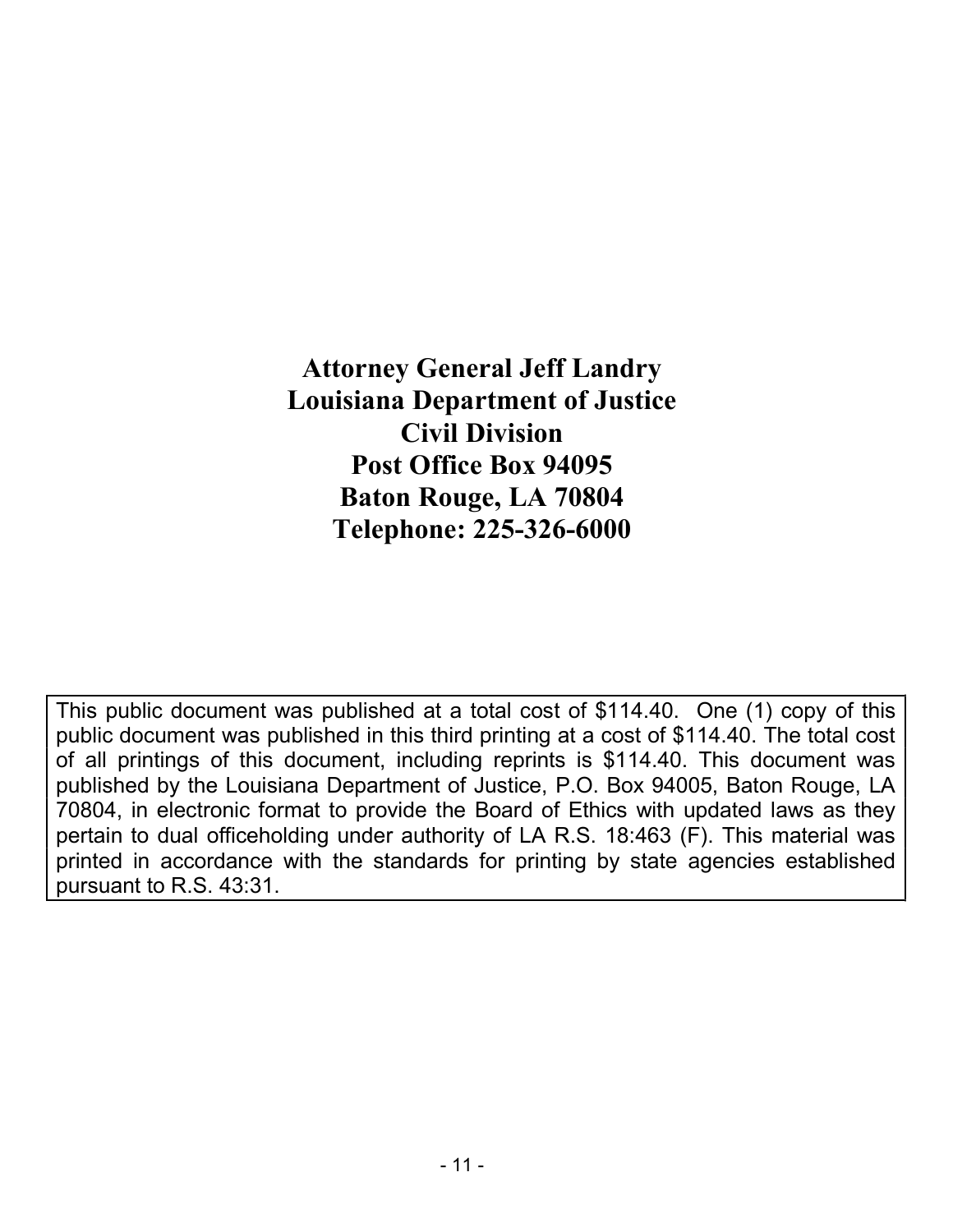**Attorney General Jeff Landry**
**Louisiana Department of Justice**
**Civil Division**
**Post Office Box 94095**
**Baton Rouge, LA 70804**
**Telephone: 225-326-6000**

This public document was published at a total cost of $114.40. One (1) copy of this public document was published in this third printing at a cost of $114.40. The total cost of all printings of this document, including reprints is $114.40. This document was published by the Louisiana Department of Justice, P.O. Box 94005, Baton Rouge, LA 70804, in electronic format to provide the Board of Ethics with updated laws as they pertain to dual officeholding under authority of LA R.S. 18:463 (F). This material was printed in accordance with the standards for printing by state agencies established pursuant to R.S. 43:31.